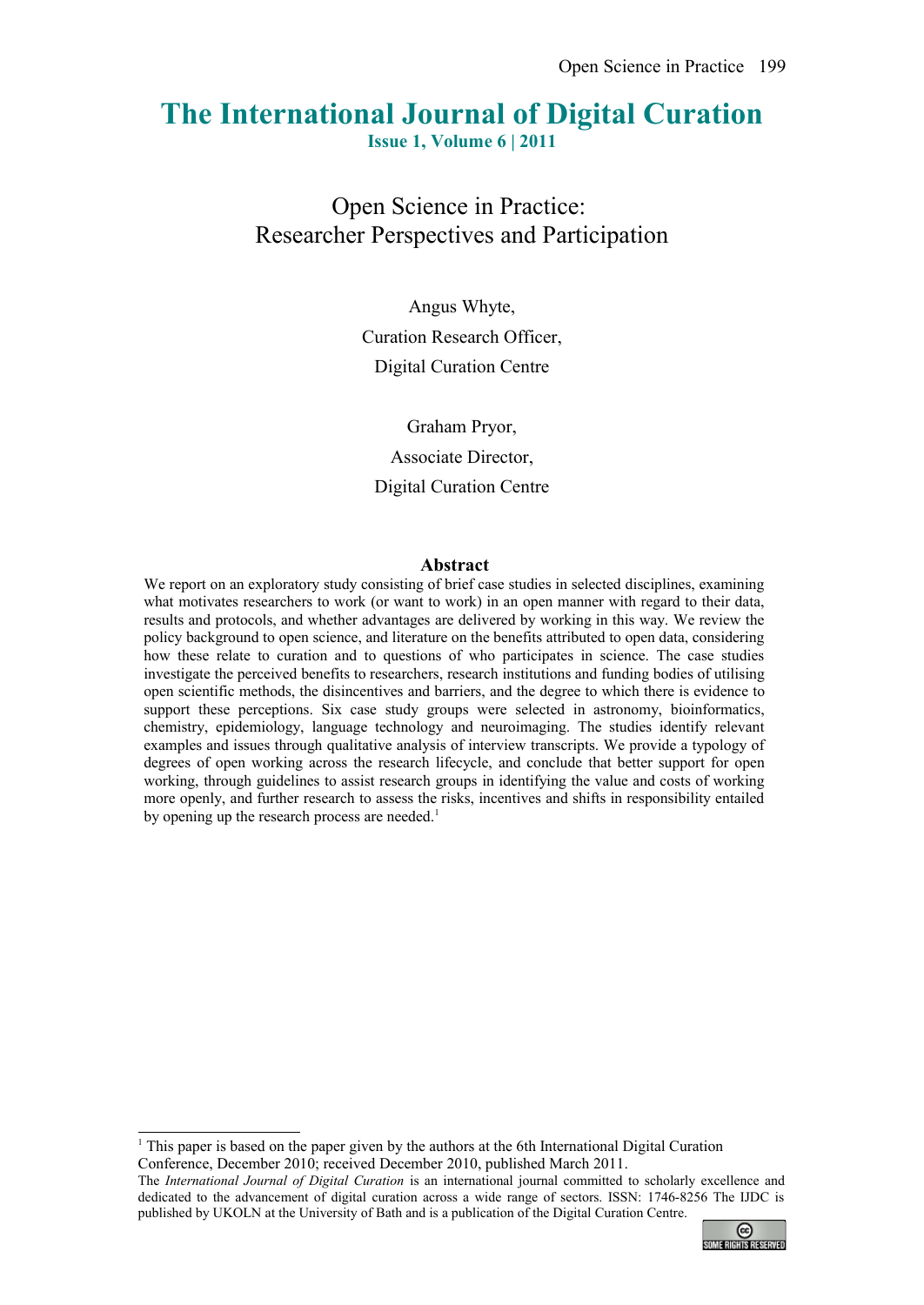# The International Journal of Digital Curation

**Issue 1, Volume 6 | 2011**

## Open Science in Practice: Researcher Perspectives and Participation

Angus Whyte,
Curation Research Officer,
Digital Curation Centre

Graham Pryor,
Associate Director,
Digital Curation Centre

### Abstract

We report on an exploratory study consisting of brief case studies in selected disciplines, examining what motivates researchers to work (or want to work) in an open manner with regard to their data, results and protocols, and whether advantages are delivered by working in this way. We review the policy background to open science, and literature on the benefits attributed to open data, considering how these relate to curation and to questions of who participates in science. The case studies investigate the perceived benefits to researchers, research institutions and funding bodies of utilising open scientific methods, the disincentives and barriers, and the degree to which there is evidence to support these perceptions. Six case study groups were selected in astronomy, bioinformatics, chemistry, epidemiology, language technology and neuroimaging. The studies identify relevant examples and issues through qualitative analysis of interview transcripts. We provide a typology of degrees of open working across the research lifecycle, and conclude that better support for open working, through guidelines to assist research groups in identifying the value and costs of working more openly, and further research to assess the risks, incentives and shifts in responsibility entailed by opening up the research process are needed.[1]

---

[1] This paper is based on the paper given by the authors at the 6th International Digital Curation Conference, December 2010; received December 2010, published March 2011.

The *International Journal of Digital Curation* is an international journal committed to scholarly excellence and dedicated to the advancement of digital curation across a wide range of sectors. ISSN: 1746-8256 The IJDC is published by UKOLN at the University of Bath and is a publication of the Digital Curation Centre.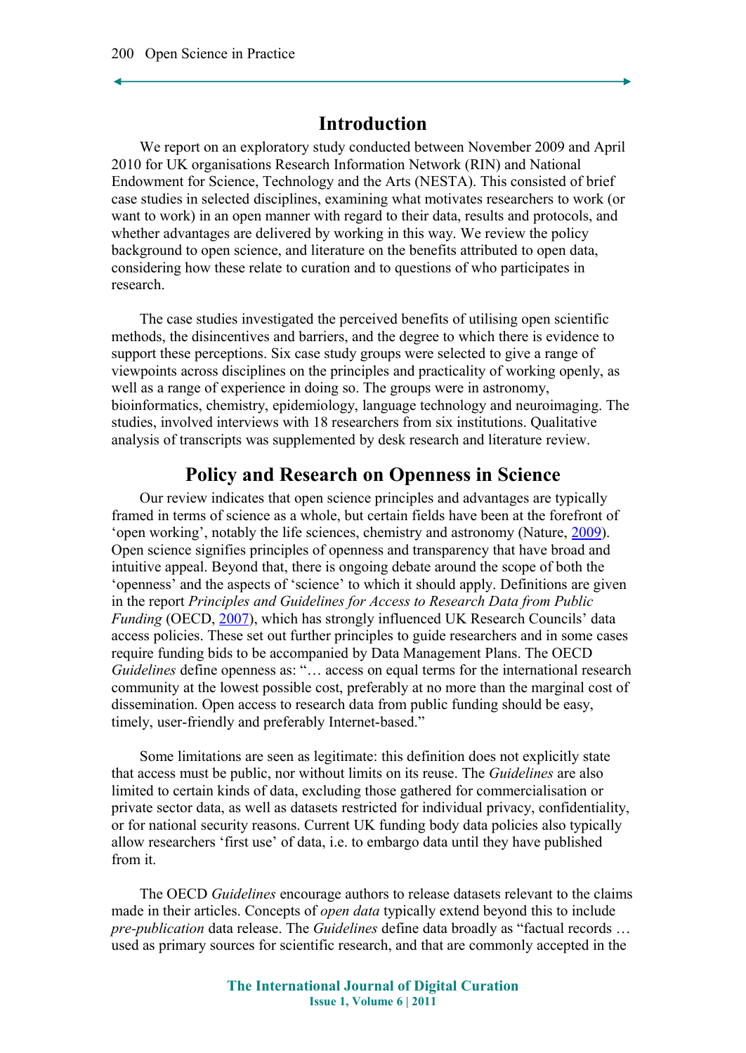## Introduction

We report on an exploratory study conducted between November 2009 and April 2010 for UK organisations Research Information Network (RIN) and National Endowment for Science, Technology and the Arts (NESTA). This consisted of brief case studies in selected disciplines, examining what motivates researchers to work (or want to work) in an open manner with regard to their data, results and protocols, and whether advantages are delivered by working in this way. We review the policy background to open science, and literature on the benefits attributed to open data, considering how these relate to curation and to questions of who participates in research.

The case studies investigated the perceived benefits of utilising open scientific methods, the disincentives and barriers, and the degree to which there is evidence to support these perceptions. Six case study groups were selected to give a range of viewpoints across disciplines on the principles and practicality of working openly, as well as a range of experience in doing so. The groups were in astronomy, bioinformatics, chemistry, epidemiology, language technology and neuroimaging. The studies, involved interviews with 18 researchers from six institutions. Qualitative analysis of transcripts was supplemented by desk research and literature review.

## Policy and Research on Openness in Science

Our review indicates that open science principles and advantages are typically framed in terms of science as a whole, but certain fields have been at the forefront of 'open working', notably the life sciences, chemistry and astronomy (Nature, 2009). Open science signifies principles of openness and transparency that have broad and intuitive appeal. Beyond that, there is ongoing debate around the scope of both the 'openness' and the aspects of 'science' to which it should apply. Definitions are given in the report *Principles and Guidelines for Access to Research Data from Public Funding* (OECD, 2007), which has strongly influenced UK Research Councils' data access policies. These set out further principles to guide researchers and in some cases require funding bids to be accompanied by Data Management Plans. The OECD *Guidelines* define openness as: "… access on equal terms for the international research community at the lowest possible cost, preferably at no more than the marginal cost of dissemination. Open access to research data from public funding should be easy, timely, user-friendly and preferably Internet-based."

Some limitations are seen as legitimate: this definition does not explicitly state that access must be public, nor without limits on its reuse. The *Guidelines* are also limited to certain kinds of data, excluding those gathered for commercialisation or private sector data, as well as datasets restricted for individual privacy, confidentiality, or for national security reasons. Current UK funding body data policies also typically allow researchers 'first use' of data, i.e. to embargo data until they have published from it.

The OECD *Guidelines* encourage authors to release datasets relevant to the claims made in their articles. Concepts of *open data* typically extend beyond this to include *pre-publication* data release. The *Guidelines* define data broadly as "factual records … used as primary sources for scientific research, and that are commonly accepted in the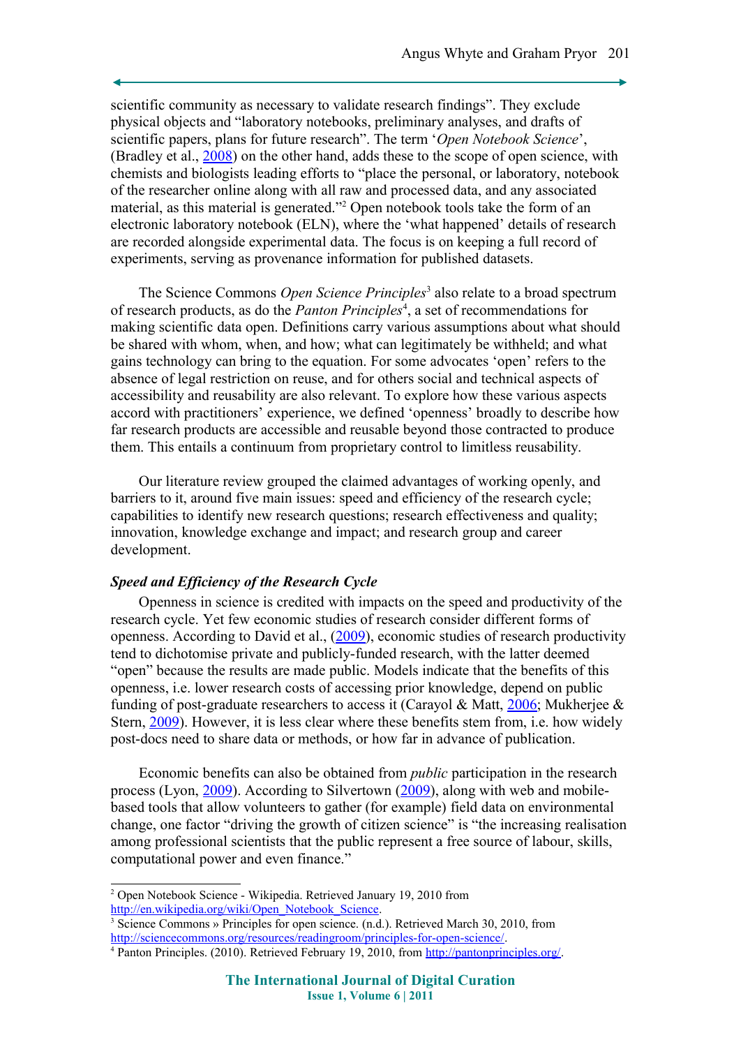scientific community as necessary to validate research findings". They exclude physical objects and "laboratory notebooks, preliminary analyses, and drafts of scientific papers, plans for future research". The term '*Open Notebook Science*', (Bradley et al., 2008) on the other hand, adds these to the scope of open science, with chemists and biologists leading efforts to "place the personal, or laboratory, notebook of the researcher online along with all raw and processed data, and any associated material, as this material is generated."[2] Open notebook tools take the form of an electronic laboratory notebook (ELN), where the 'what happened' details of research are recorded alongside experimental data. The focus is on keeping a full record of experiments, serving as provenance information for published datasets.

The Science Commons *Open Science Principles*[3] also relate to a broad spectrum of research products, as do the *Panton Principles*[4], a set of recommendations for making scientific data open. Definitions carry various assumptions about what should be shared with whom, when, and how; what can legitimately be withheld; and what gains technology can bring to the equation. For some advocates 'open' refers to the absence of legal restriction on reuse, and for others social and technical aspects of accessibility and reusability are also relevant. To explore how these various aspects accord with practitioners' experience, we defined 'openness' broadly to describe how far research products are accessible and reusable beyond those contracted to produce them. This entails a continuum from proprietary control to limitless reusability.

Our literature review grouped the claimed advantages of working openly, and barriers to it, around five main issues: speed and efficiency of the research cycle; capabilities to identify new research questions; research effectiveness and quality; innovation, knowledge exchange and impact; and research group and career development.

### *Speed and Efficiency of the Research Cycle*

Openness in science is credited with impacts on the speed and productivity of the research cycle. Yet few economic studies of research consider different forms of openness. According to David et al., (2009), economic studies of research productivity tend to dichotomise private and publicly-funded research, with the latter deemed "open" because the results are made public. Models indicate that the benefits of this openness, i.e. lower research costs of accessing prior knowledge, depend on public funding of post-graduate researchers to access it (Carayol & Matt, 2006; Mukherjee & Stern, 2009). However, it is less clear where these benefits stem from, i.e. how widely post-docs need to share data or methods, or how far in advance of publication.

Economic benefits can also be obtained from *public* participation in the research process (Lyon, 2009). According to Silvertown (2009), along with web and mobile-based tools that allow volunteers to gather (for example) field data on environmental change, one factor "driving the growth of citizen science" is "the increasing realisation among professional scientists that the public represent a free source of labour, skills, computational power and even finance."

---

[2] Open Notebook Science - Wikipedia. Retrieved January 19, 2010 from http://en.wikipedia.org/wiki/Open_Notebook_Science.

[3] Science Commons » Principles for open science. (n.d.). Retrieved March 30, 2010, from http://sciencecommons.org/resources/readingroom/principles-for-open-science/.

[4] Panton Principles. (2010). Retrieved February 19, 2010, from http://pantonprinciples.org/.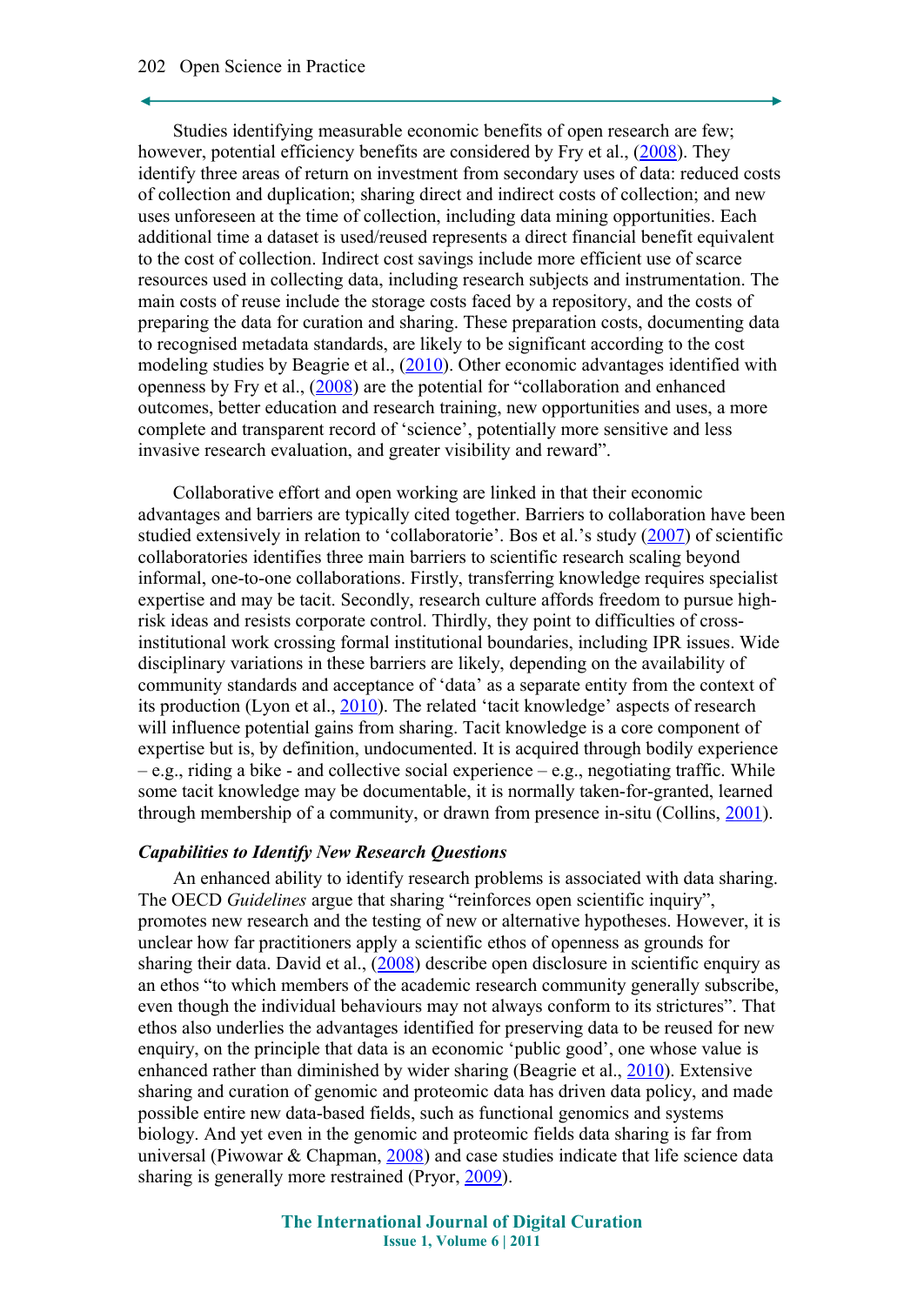Studies identifying measurable economic benefits of open research are few; however, potential efficiency benefits are considered by Fry et al., (2008). They identify three areas of return on investment from secondary uses of data: reduced costs of collection and duplication; sharing direct and indirect costs of collection; and new uses unforeseen at the time of collection, including data mining opportunities. Each additional time a dataset is used/reused represents a direct financial benefit equivalent to the cost of collection. Indirect cost savings include more efficient use of scarce resources used in collecting data, including research subjects and instrumentation. The main costs of reuse include the storage costs faced by a repository, and the costs of preparing the data for curation and sharing. These preparation costs, documenting data to recognised metadata standards, are likely to be significant according to the cost modeling studies by Beagrie et al., (2010). Other economic advantages identified with openness by Fry et al., (2008) are the potential for "collaboration and enhanced outcomes, better education and research training, new opportunities and uses, a more complete and transparent record of 'science', potentially more sensitive and less invasive research evaluation, and greater visibility and reward".

Collaborative effort and open working are linked in that their economic advantages and barriers are typically cited together. Barriers to collaboration have been studied extensively in relation to 'collaboratorie'. Bos et al.'s study (2007) of scientific collaboratories identifies three main barriers to scientific research scaling beyond informal, one-to-one collaborations. Firstly, transferring knowledge requires specialist expertise and may be tacit. Secondly, research culture affords freedom to pursue high-risk ideas and resists corporate control. Thirdly, they point to difficulties of cross-institutional work crossing formal institutional boundaries, including IPR issues. Wide disciplinary variations in these barriers are likely, depending on the availability of community standards and acceptance of 'data' as a separate entity from the context of its production (Lyon et al., 2010). The related 'tacit knowledge' aspects of research will influence potential gains from sharing. Tacit knowledge is a core component of expertise but is, by definition, undocumented. It is acquired through bodily experience – e.g., riding a bike - and collective social experience – e.g., negotiating traffic. While some tacit knowledge may be documentable, it is normally taken-for-granted, learned through membership of a community, or drawn from presence in-situ (Collins, 2001).

### *Capabilities to Identify New Research Questions*

An enhanced ability to identify research problems is associated with data sharing. The OECD *Guidelines* argue that sharing "reinforces open scientific inquiry", promotes new research and the testing of new or alternative hypotheses. However, it is unclear how far practitioners apply a scientific ethos of openness as grounds for sharing their data. David et al., (2008) describe open disclosure in scientific enquiry as an ethos "to which members of the academic research community generally subscribe, even though the individual behaviours may not always conform to its strictures". That ethos also underlies the advantages identified for preserving data to be reused for new enquiry, on the principle that data is an economic 'public good', one whose value is enhanced rather than diminished by wider sharing (Beagrie et al., 2010). Extensive sharing and curation of genomic and proteomic data has driven data policy, and made possible entire new data-based fields, such as functional genomics and systems biology. And yet even in the genomic and proteomic fields data sharing is far from universal (Piwowar & Chapman, 2008) and case studies indicate that life science data sharing is generally more restrained (Pryor, 2009).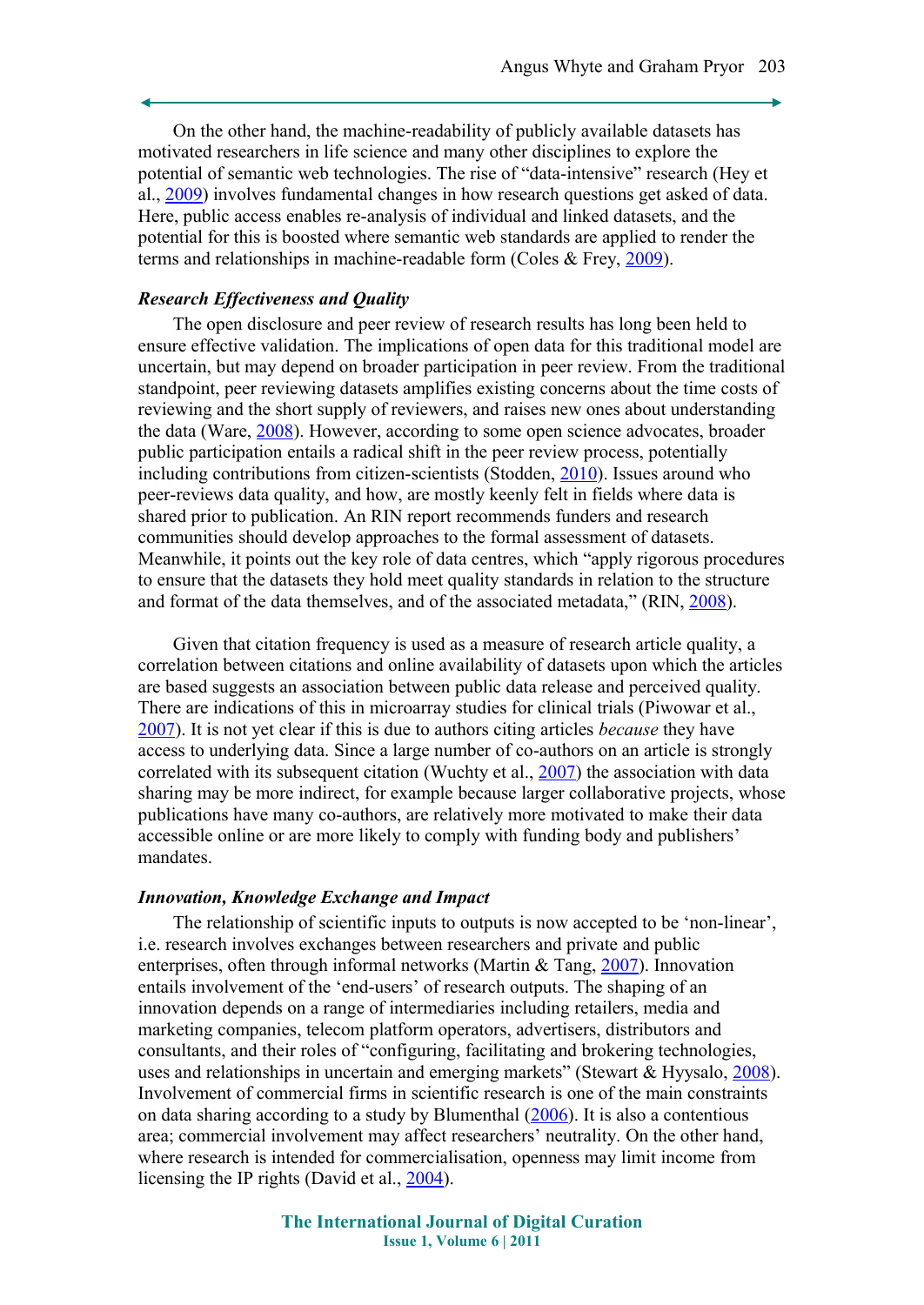On the other hand, the machine-readability of publicly available datasets has motivated researchers in life science and many other disciplines to explore the potential of semantic web technologies. The rise of "data-intensive" research (Hey et al., 2009) involves fundamental changes in how research questions get asked of data. Here, public access enables re-analysis of individual and linked datasets, and the potential for this is boosted where semantic web standards are applied to render the terms and relationships in machine-readable form (Coles & Frey, 2009).

### *Research Effectiveness and Quality*

The open disclosure and peer review of research results has long been held to ensure effective validation. The implications of open data for this traditional model are uncertain, but may depend on broader participation in peer review. From the traditional standpoint, peer reviewing datasets amplifies existing concerns about the time costs of reviewing and the short supply of reviewers, and raises new ones about understanding the data (Ware, 2008). However, according to some open science advocates, broader public participation entails a radical shift in the peer review process, potentially including contributions from citizen-scientists (Stodden, 2010). Issues around who peer-reviews data quality, and how, are mostly keenly felt in fields where data is shared prior to publication. An RIN report recommends funders and research communities should develop approaches to the formal assessment of datasets. Meanwhile, it points out the key role of data centres, which "apply rigorous procedures to ensure that the datasets they hold meet quality standards in relation to the structure and format of the data themselves, and of the associated metadata," (RIN, 2008).

Given that citation frequency is used as a measure of research article quality, a correlation between citations and online availability of datasets upon which the articles are based suggests an association between public data release and perceived quality. There are indications of this in microarray studies for clinical trials (Piwowar et al., 2007). It is not yet clear if this is due to authors citing articles *because* they have access to underlying data. Since a large number of co-authors on an article is strongly correlated with its subsequent citation (Wuchty et al., 2007) the association with data sharing may be more indirect, for example because larger collaborative projects, whose publications have many co-authors, are relatively more motivated to make their data accessible online or are more likely to comply with funding body and publishers' mandates.

### *Innovation, Knowledge Exchange and Impact*

The relationship of scientific inputs to outputs is now accepted to be 'non-linear', i.e. research involves exchanges between researchers and private and public enterprises, often through informal networks (Martin & Tang, 2007). Innovation entails involvement of the 'end-users' of research outputs. The shaping of an innovation depends on a range of intermediaries including retailers, media and marketing companies, telecom platform operators, advertisers, distributors and consultants, and their roles of "configuring, facilitating and brokering technologies, uses and relationships in uncertain and emerging markets" (Stewart & Hyysalo, 2008). Involvement of commercial firms in scientific research is one of the main constraints on data sharing according to a study by Blumenthal (2006). It is also a contentious area; commercial involvement may affect researchers' neutrality. On the other hand, where research is intended for commercialisation, openness may limit income from licensing the IP rights (David et al., 2004).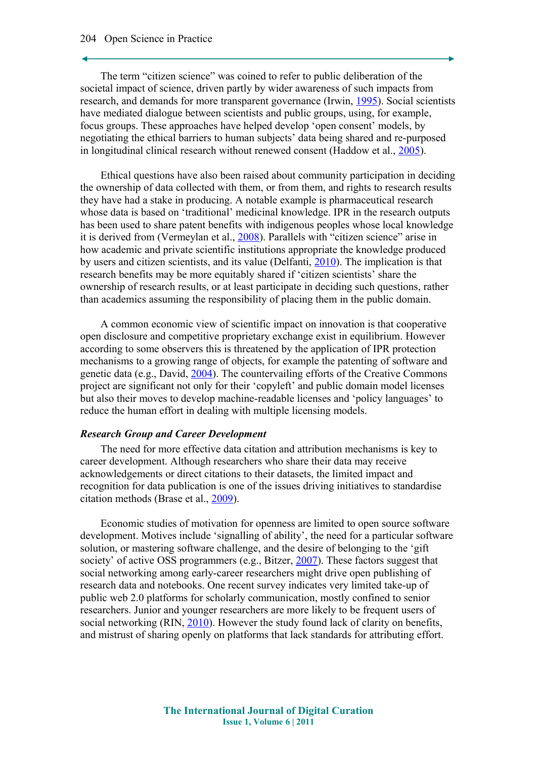The term “citizen science” was coined to refer to public deliberation of the societal impact of science, driven partly by wider awareness of such impacts from research, and demands for more transparent governance (Irwin, 1995). Social scientists have mediated dialogue between scientists and public groups, using, for example, focus groups. These approaches have helped develop ‘open consent’ models, by negotiating the ethical barriers to human subjects’ data being shared and re-purposed in longitudinal clinical research without renewed consent (Haddow et al., 2005).

Ethical questions have also been raised about community participation in deciding the ownership of data collected with them, or from them, and rights to research results they have had a stake in producing. A notable example is pharmaceutical research whose data is based on ‘traditional’ medicinal knowledge. IPR in the research outputs has been used to share patent benefits with indigenous peoples whose local knowledge it is derived from (Vermeylan et al., 2008). Parallels with “citizen science” arise in how academic and private scientific institutions appropriate the knowledge produced by users and citizen scientists, and its value (Delfanti, 2010). The implication is that research benefits may be more equitably shared if ‘citizen scientists’ share the ownership of research results, or at least participate in deciding such questions, rather than academics assuming the responsibility of placing them in the public domain.

A common economic view of scientific impact on innovation is that cooperative open disclosure and competitive proprietary exchange exist in equilibrium. However according to some observers this is threatened by the application of IPR protection mechanisms to a growing range of objects, for example the patenting of software and genetic data (e.g., David, 2004). The countervailing efforts of the Creative Commons project are significant not only for their ‘copyleft’ and public domain model licenses but also their moves to develop machine-readable licenses and ‘policy languages’ to reduce the human effort in dealing with multiple licensing models.

***Research Group and Career Development***

The need for more effective data citation and attribution mechanisms is key to career development. Although researchers who share their data may receive acknowledgements or direct citations to their datasets, the limited impact and recognition for data publication is one of the issues driving initiatives to standardise citation methods (Brase et al., 2009).

Economic studies of motivation for openness are limited to open source software development. Motives include ‘signalling of ability’, the need for a particular software solution, or mastering software challenge, and the desire of belonging to the ‘gift society’ of active OSS programmers (e.g., Bitzer, 2007). These factors suggest that social networking among early-career researchers might drive open publishing of research data and notebooks. One recent survey indicates very limited take-up of public web 2.0 platforms for scholarly communication, mostly confined to senior researchers. Junior and younger researchers are more likely to be frequent users of social networking (RIN, 2010). However the study found lack of clarity on benefits, and mistrust of sharing openly on platforms that lack standards for attributing effort.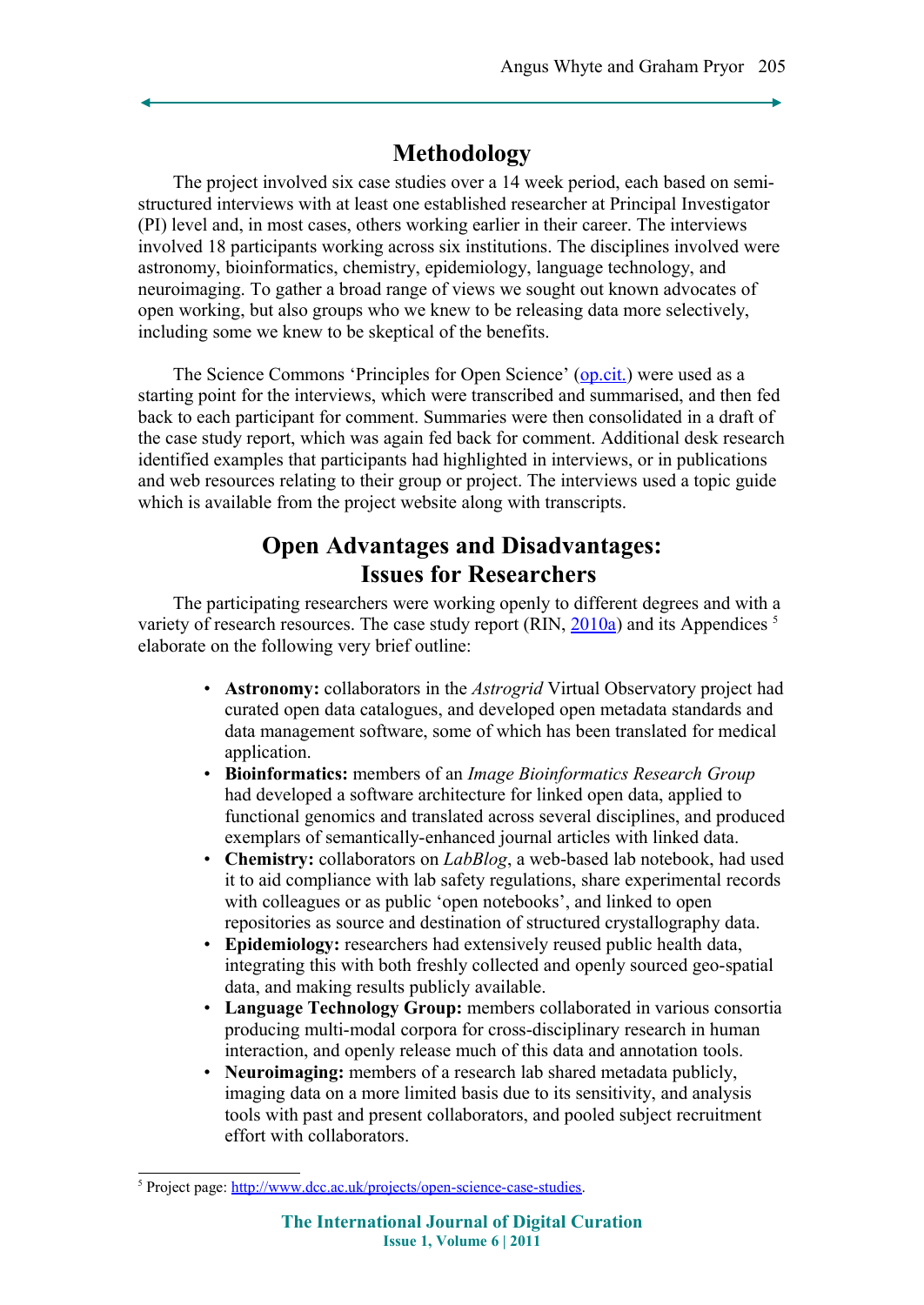## Methodology

The project involved six case studies over a 14 week period, each based on semi-structured interviews with at least one established researcher at Principal Investigator (PI) level and, in most cases, others working earlier in their career. The interviews involved 18 participants working across six institutions. The disciplines involved were astronomy, bioinformatics, chemistry, epidemiology, language technology, and neuroimaging. To gather a broad range of views we sought out known advocates of open working, but also groups who we knew to be releasing data more selectively, including some we knew to be skeptical of the benefits.

The Science Commons 'Principles for Open Science' (op.cit.) were used as a starting point for the interviews, which were transcribed and summarised, and then fed back to each participant for comment. Summaries were then consolidated in a draft of the case study report, which was again fed back for comment. Additional desk research identified examples that participants had highlighted in interviews, or in publications and web resources relating to their group or project. The interviews used a topic guide which is available from the project website along with transcripts.

## Open Advantages and Disadvantages: Issues for Researchers

The participating researchers were working openly to different degrees and with a variety of research resources. The case study report (RIN, 2010a) and its Appendices [5] elaborate on the following very brief outline:

- **Astronomy:** collaborators in the *Astrogrid* Virtual Observatory project had curated open data catalogues, and developed open metadata standards and data management software, some of which has been translated for medical application.
- **Bioinformatics:** members of an *Image Bioinformatics Research Group* had developed a software architecture for linked open data, applied to functional genomics and translated across several disciplines, and produced exemplars of semantically-enhanced journal articles with linked data.
- **Chemistry:** collaborators on *LabBlog*, a web-based lab notebook, had used it to aid compliance with lab safety regulations, share experimental records with colleagues or as public 'open notebooks', and linked to open repositories as source and destination of structured crystallography data.
- **Epidemiology:** researchers had extensively reused public health data, integrating this with both freshly collected and openly sourced geo-spatial data, and making results publicly available.
- **Language Technology Group:** members collaborated in various consortia producing multi-modal corpora for cross-disciplinary research in human interaction, and openly release much of this data and annotation tools.
- **Neuroimaging:** members of a research lab shared metadata publicly, imaging data on a more limited basis due to its sensitivity, and analysis tools with past and present collaborators, and pooled subject recruitment effort with collaborators.

---

[5] Project page: http://www.dcc.ac.uk/projects/open-science-case-studies.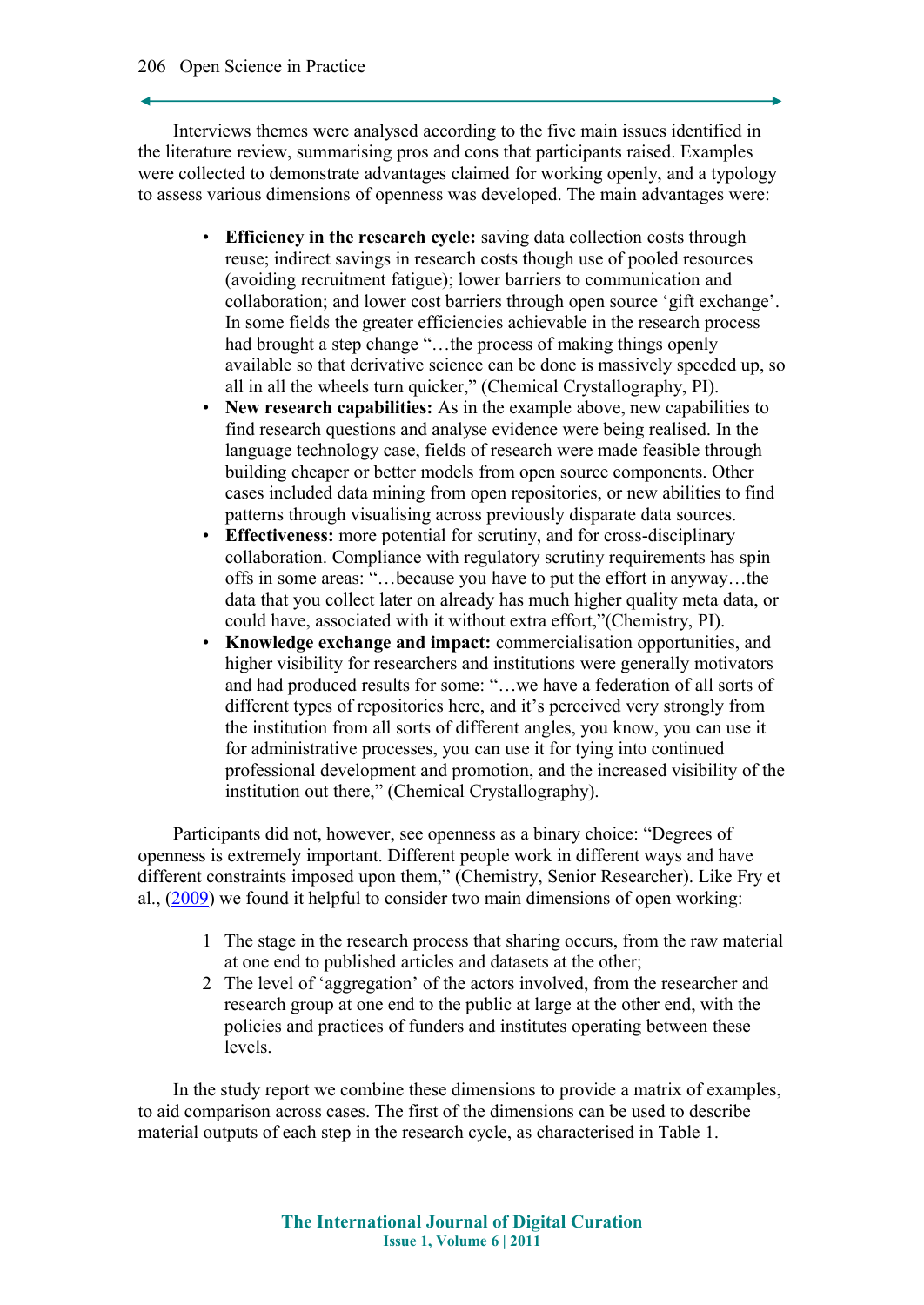Interviews themes were analysed according to the five main issues identified in the literature review, summarising pros and cons that participants raised. Examples were collected to demonstrate advantages claimed for working openly, and a typology to assess various dimensions of openness was developed. The main advantages were:

- **Efficiency in the research cycle:** saving data collection costs through reuse; indirect savings in research costs though use of pooled resources (avoiding recruitment fatigue); lower barriers to communication and collaboration; and lower cost barriers through open source 'gift exchange'. In some fields the greater efficiencies achievable in the research process had brought a step change "…the process of making things openly available so that derivative science can be done is massively speeded up, so all in all the wheels turn quicker," (Chemical Crystallography, PI).
- **New research capabilities:** As in the example above, new capabilities to find research questions and analyse evidence were being realised. In the language technology case, fields of research were made feasible through building cheaper or better models from open source components. Other cases included data mining from open repositories, or new abilities to find patterns through visualising across previously disparate data sources.
- **Effectiveness:** more potential for scrutiny, and for cross-disciplinary collaboration. Compliance with regulatory scrutiny requirements has spin offs in some areas: "…because you have to put the effort in anyway…the data that you collect later on already has much higher quality meta data, or could have, associated with it without extra effort,"(Chemistry, PI).
- **Knowledge exchange and impact:** commercialisation opportunities, and higher visibility for researchers and institutions were generally motivators and had produced results for some: "…we have a federation of all sorts of different types of repositories here, and it's perceived very strongly from the institution from all sorts of different angles, you know, you can use it for administrative processes, you can use it for tying into continued professional development and promotion, and the increased visibility of the institution out there," (Chemical Crystallography).

Participants did not, however, see openness as a binary choice: "Degrees of openness is extremely important. Different people work in different ways and have different constraints imposed upon them," (Chemistry, Senior Researcher). Like Fry et al., (2009) we found it helpful to consider two main dimensions of open working:

1. The stage in the research process that sharing occurs, from the raw material at one end to published articles and datasets at the other;
2. The level of 'aggregation' of the actors involved, from the researcher and research group at one end to the public at large at the other end, with the policies and practices of funders and institutes operating between these levels.

In the study report we combine these dimensions to provide a matrix of examples, to aid comparison across cases. The first of the dimensions can be used to describe material outputs of each step in the research cycle, as characterised in Table 1.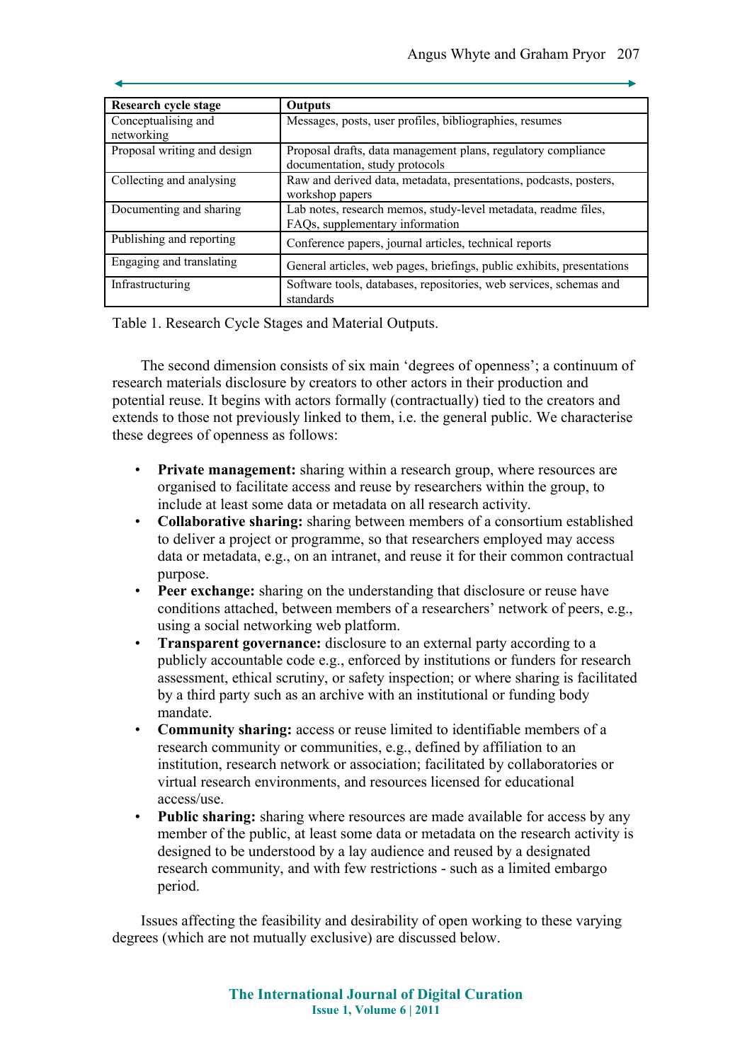| Research cycle stage | Outputs |
| --- | --- |
| Conceptualising and networking | Messages, posts, user profiles, bibliographies, resumes |
| Proposal writing and design | Proposal drafts, data management plans, regulatory compliance documentation, study protocols |
| Collecting and analysing | Raw and derived data, metadata, presentations, podcasts, posters, workshop papers |
| Documenting and sharing | Lab notes, research memos, study-level metadata, readme files, FAQs, supplementary information |
| Publishing and reporting | Conference papers, journal articles, technical reports |
| Engaging and translating | General articles, web pages, briefings, public exhibits, presentations |
| Infrastructuring | Software tools, databases, repositories, web services, schemas and standards |

Table 1. Research Cycle Stages and Material Outputs.

The second dimension consists of six main 'degrees of openness'; a continuum of research materials disclosure by creators to other actors in their production and potential reuse. It begins with actors formally (contractually) tied to the creators and extends to those not previously linked to them, i.e. the general public. We characterise these degrees of openness as follows:

- **Private management:** sharing within a research group, where resources are organised to facilitate access and reuse by researchers within the group, to include at least some data or metadata on all research activity.
- **Collaborative sharing:** sharing between members of a consortium established to deliver a project or programme, so that researchers employed may access data or metadata, e.g., on an intranet, and reuse it for their common contractual purpose.
- **Peer exchange:** sharing on the understanding that disclosure or reuse have conditions attached, between members of a researchers' network of peers, e.g., using a social networking web platform.
- **Transparent governance:** disclosure to an external party according to a publicly accountable code e.g., enforced by institutions or funders for research assessment, ethical scrutiny, or safety inspection; or where sharing is facilitated by a third party such as an archive with an institutional or funding body mandate.
- **Community sharing:** access or reuse limited to identifiable members of a research community or communities, e.g., defined by affiliation to an institution, research network or association; facilitated by collaboratories or virtual research environments, and resources licensed for educational access/use.
- **Public sharing:** sharing where resources are made available for access by any member of the public, at least some data or metadata on the research activity is designed to be understood by a lay audience and reused by a designated research community, and with few restrictions - such as a limited embargo period.

Issues affecting the feasibility and desirability of open working to these varying degrees (which are not mutually exclusive) are discussed below.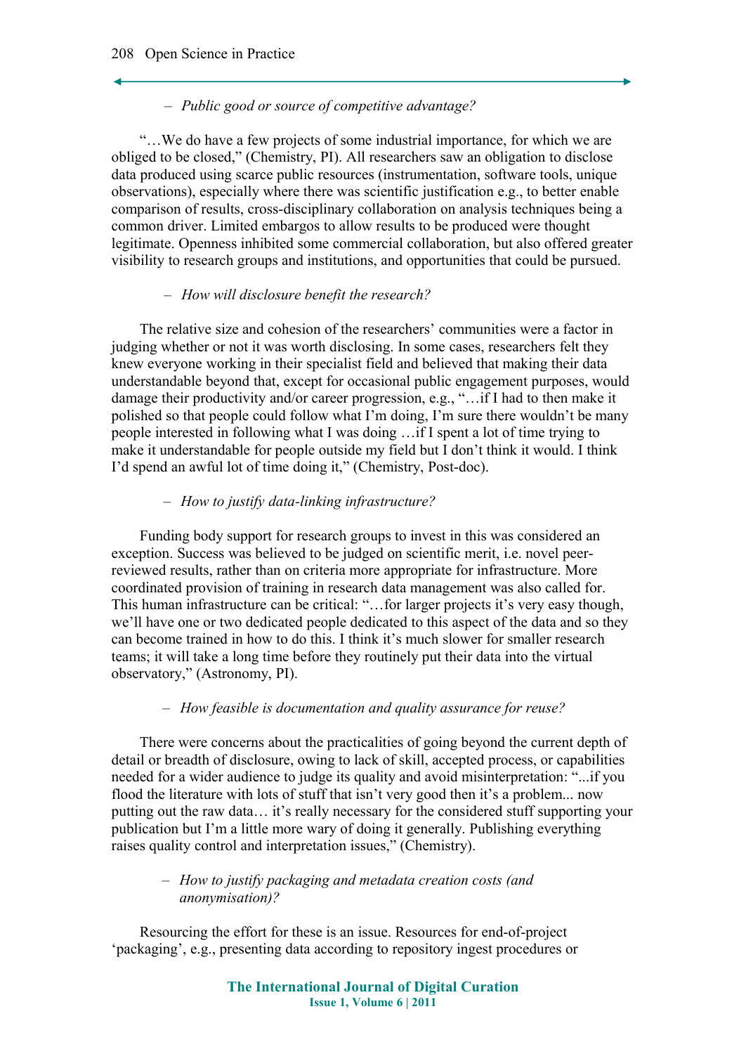– *Public good or source of competitive advantage?*

"…We do have a few projects of some industrial importance, for which we are obliged to be closed," (Chemistry, PI). All researchers saw an obligation to disclose data produced using scarce public resources (instrumentation, software tools, unique observations), especially where there was scientific justification e.g., to better enable comparison of results, cross-disciplinary collaboration on analysis techniques being a common driver. Limited embargos to allow results to be produced were thought legitimate. Openness inhibited some commercial collaboration, but also offered greater visibility to research groups and institutions, and opportunities that could be pursued.

– *How will disclosure benefit the research?*

The relative size and cohesion of the researchers' communities were a factor in judging whether or not it was worth disclosing. In some cases, researchers felt they knew everyone working in their specialist field and believed that making their data understandable beyond that, except for occasional public engagement purposes, would damage their productivity and/or career progression, e.g., "…if I had to then make it polished so that people could follow what I'm doing, I'm sure there wouldn't be many people interested in following what I was doing …if I spent a lot of time trying to make it understandable for people outside my field but I don't think it would. I think I'd spend an awful lot of time doing it," (Chemistry, Post-doc).

– *How to justify data-linking infrastructure?*

Funding body support for research groups to invest in this was considered an exception. Success was believed to be judged on scientific merit, i.e. novel peer-reviewed results, rather than on criteria more appropriate for infrastructure. More coordinated provision of training in research data management was also called for. This human infrastructure can be critical: "…for larger projects it's very easy though, we'll have one or two dedicated people dedicated to this aspect of the data and so they can become trained in how to do this. I think it's much slower for smaller research teams; it will take a long time before they routinely put their data into the virtual observatory," (Astronomy, PI).

– *How feasible is documentation and quality assurance for reuse?*

There were concerns about the practicalities of going beyond the current depth of detail or breadth of disclosure, owing to lack of skill, accepted process, or capabilities needed for a wider audience to judge its quality and avoid misinterpretation: "...if you flood the literature with lots of stuff that isn't very good then it's a problem... now putting out the raw data… it's really necessary for the considered stuff supporting your publication but I'm a little more wary of doing it generally. Publishing everything raises quality control and interpretation issues," (Chemistry).

– *How to justify packaging and metadata creation costs (and anonymisation)?*

Resourcing the effort for these is an issue. Resources for end-of-project 'packaging', e.g., presenting data according to repository ingest procedures or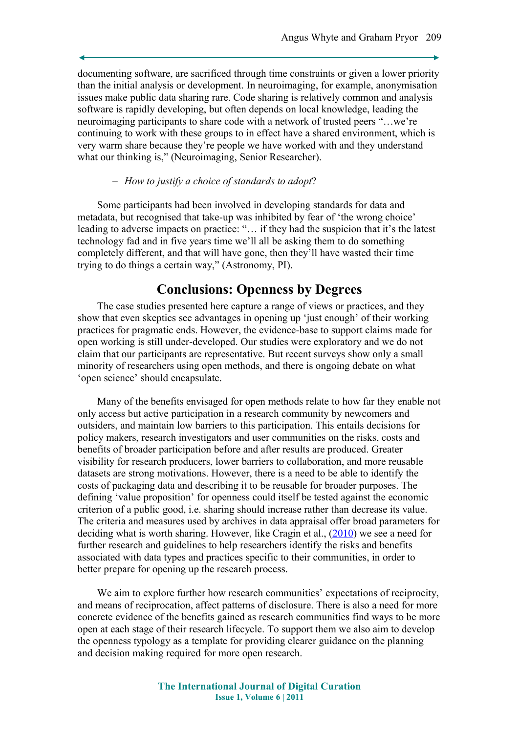documenting software, are sacrificed through time constraints or given a lower priority than the initial analysis or development. In neuroimaging, for example, anonymisation issues make public data sharing rare. Code sharing is relatively common and analysis software is rapidly developing, but often depends on local knowledge, leading the neuroimaging participants to share code with a network of trusted peers "…we're continuing to work with these groups to in effect have a shared environment, which is very warm share because they're people we have worked with and they understand what our thinking is," (Neuroimaging, Senior Researcher).

– *How to justify a choice of standards to adopt*?

Some participants had been involved in developing standards for data and metadata, but recognised that take-up was inhibited by fear of 'the wrong choice' leading to adverse impacts on practice: "… if they had the suspicion that it's the latest technology fad and in five years time we'll all be asking them to do something completely different, and that will have gone, then they'll have wasted their time trying to do things a certain way," (Astronomy, PI).

## Conclusions: Openness by Degrees

The case studies presented here capture a range of views or practices, and they show that even skeptics see advantages in opening up 'just enough' of their working practices for pragmatic ends. However, the evidence-base to support claims made for open working is still under-developed. Our studies were exploratory and we do not claim that our participants are representative. But recent surveys show only a small minority of researchers using open methods, and there is ongoing debate on what 'open science' should encapsulate.

Many of the benefits envisaged for open methods relate to how far they enable not only access but active participation in a research community by newcomers and outsiders, and maintain low barriers to this participation. This entails decisions for policy makers, research investigators and user communities on the risks, costs and benefits of broader participation before and after results are produced. Greater visibility for research producers, lower barriers to collaboration, and more reusable datasets are strong motivations. However, there is a need to be able to identify the costs of packaging data and describing it to be reusable for broader purposes. The defining 'value proposition' for openness could itself be tested against the economic criterion of a public good, i.e. sharing should increase rather than decrease its value. The criteria and measures used by archives in data appraisal offer broad parameters for deciding what is worth sharing. However, like Cragin et al., (2010) we see a need for further research and guidelines to help researchers identify the risks and benefits associated with data types and practices specific to their communities, in order to better prepare for opening up the research process.

We aim to explore further how research communities' expectations of reciprocity, and means of reciprocation, affect patterns of disclosure. There is also a need for more concrete evidence of the benefits gained as research communities find ways to be more open at each stage of their research lifecycle. To support them we also aim to develop the openness typology as a template for providing clearer guidance on the planning and decision making required for more open research.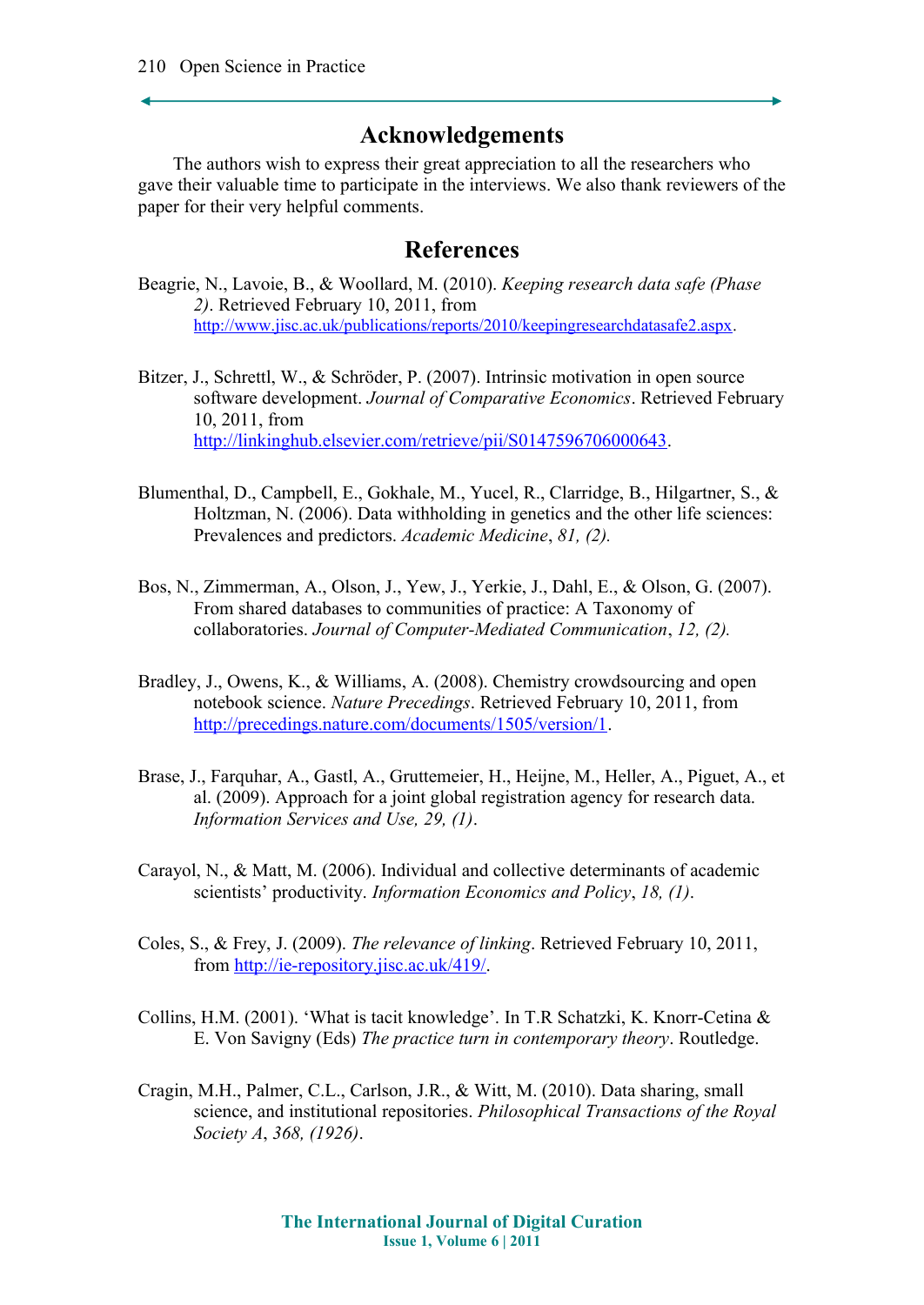## Acknowledgements

The authors wish to express their great appreciation to all the researchers who gave their valuable time to participate in the interviews. We also thank reviewers of the paper for their very helpful comments.

## References

Beagrie, N., Lavoie, B., & Woollard, M. (2010). *Keeping research data safe (Phase 2)*. Retrieved February 10, 2011, from http://www.jisc.ac.uk/publications/reports/2010/keepingresearchdatasafe2.aspx.

Bitzer, J., Schrettl, W., & Schröder, P. (2007). Intrinsic motivation in open source software development. *Journal of Comparative Economics*. Retrieved February 10, 2011, from http://linkinghub.elsevier.com/retrieve/pii/S0147596706000643.

Blumenthal, D., Campbell, E., Gokhale, M., Yucel, R., Clarridge, B., Hilgartner, S., & Holtzman, N. (2006). Data withholding in genetics and the other life sciences: Prevalences and predictors. *Academic Medicine*, *81, (2).*

Bos, N., Zimmerman, A., Olson, J., Yew, J., Yerkie, J., Dahl, E., & Olson, G. (2007). From shared databases to communities of practice: A Taxonomy of collaboratories. *Journal of Computer-Mediated Communication*, *12, (2).*

Bradley, J., Owens, K., & Williams, A. (2008). Chemistry crowdsourcing and open notebook science. *Nature Precedings*. Retrieved February 10, 2011, from http://precedings.nature.com/documents/1505/version/1.

Brase, J., Farquhar, A., Gastl, A., Gruttemeier, H., Heijne, M., Heller, A., Piguet, A., et al. (2009). Approach for a joint global registration agency for research data. *Information Services and Use, 29, (1)*.

Carayol, N., & Matt, M. (2006). Individual and collective determinants of academic scientists' productivity. *Information Economics and Policy*, *18, (1)*.

Coles, S., & Frey, J. (2009). *The relevance of linking*. Retrieved February 10, 2011, from http://ie-repository.jisc.ac.uk/419/.

Collins, H.M. (2001). 'What is tacit knowledge'. In T.R Schatzki, K. Knorr-Cetina & E. Von Savigny (Eds) *The practice turn in contemporary theory*. Routledge.

Cragin, M.H., Palmer, C.L., Carlson, J.R., & Witt, M. (2010). Data sharing, small science, and institutional repositories. *Philosophical Transactions of the Royal Society A*, *368, (1926)*.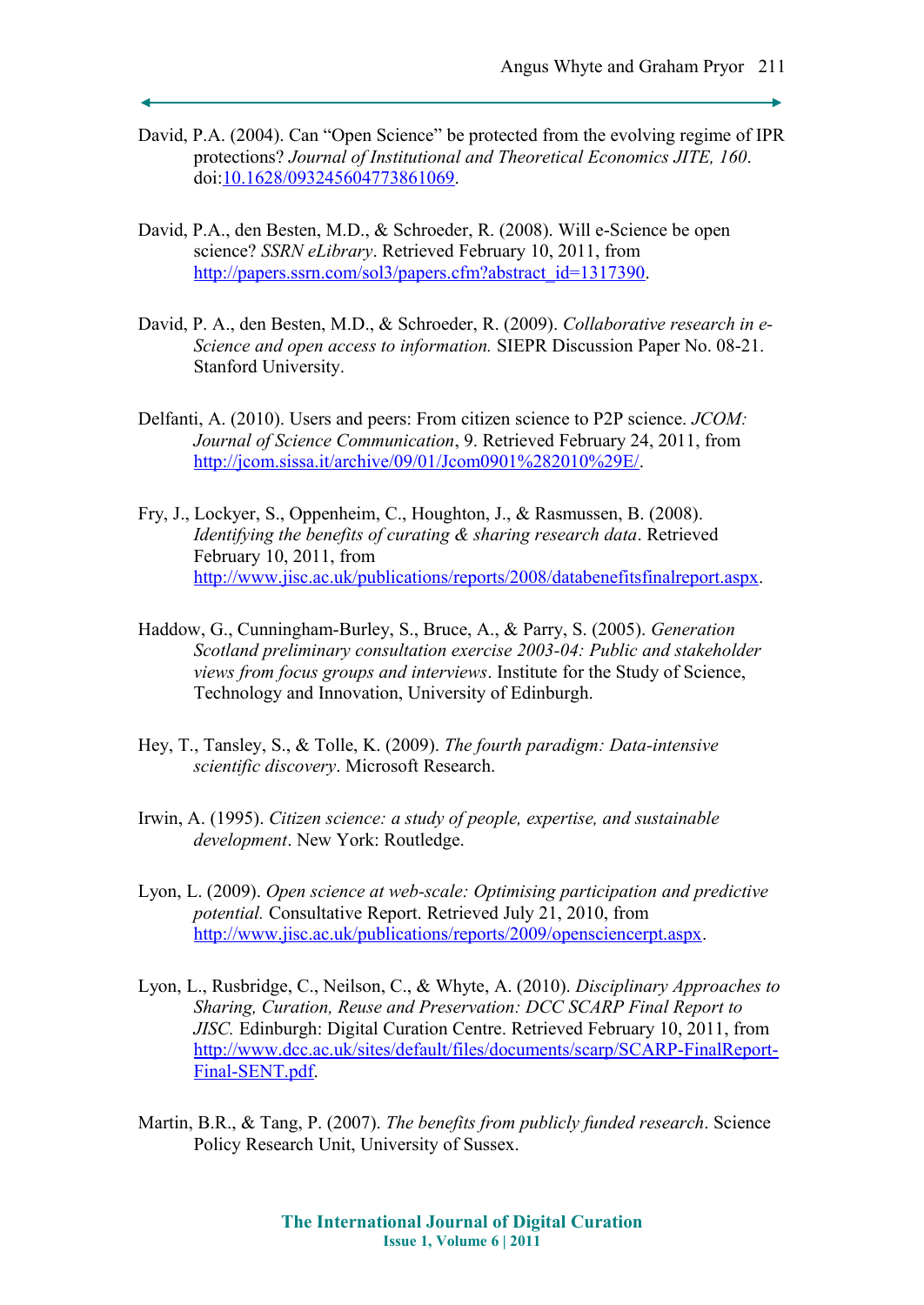David, P.A. (2004). Can “Open Science” be protected from the evolving regime of IPR protections? *Journal of Institutional and Theoretical Economics JITE, 160*. doi:10.1628/0932456047738610690.

David, P.A., den Besten, M.D., & Schroeder, R. (2008). Will e-Science be open science? *SSRN eLibrary*. Retrieved February 10, 2011, from http://papers.ssrn.com/sol3/papers.cfm?abstract_id=1317390.

David, P. A., den Besten, M.D., & Schroeder, R. (2009). *Collaborative research in e-Science and open access to information.* SIEPR Discussion Paper No. 08-21. Stanford University.

Delfanti, A. (2010). Users and peers: From citizen science to P2P science. *JCOM: Journal of Science Communication*, 9. Retrieved February 24, 2011, from http://jcom.sissa.it/archive/09/01/Jcom0901%282010%29E/.

Fry, J., Lockyer, S., Oppenheim, C., Houghton, J., & Rasmussen, B. (2008). *Identifying the benefits of curating & sharing research data*. Retrieved February 10, 2011, from http://www.jisc.ac.uk/publications/reports/2008/databenefitsfinalreport.aspx.

Haddow, G., Cunningham-Burley, S., Bruce, A., & Parry, S. (2005). *Generation Scotland preliminary consultation exercise 2003-04: Public and stakeholder views from focus groups and interviews*. Institute for the Study of Science, Technology and Innovation, University of Edinburgh.

Hey, T., Tansley, S., & Tolle, K. (2009). *The fourth paradigm: Data-intensive scientific discovery*. Microsoft Research.

Irwin, A. (1995). *Citizen science: a study of people, expertise, and sustainable development*. New York: Routledge.

Lyon, L. (2009). *Open science at web-scale: Optimising participation and predictive potential.* Consultative Report. Retrieved July 21, 2010, from http://www.jisc.ac.uk/publications/reports/2009/opensciencerpt.aspx.

Lyon, L., Rusbridge, C., Neilson, C., & Whyte, A. (2010). *Disciplinary Approaches to Sharing, Curation, Reuse and Preservation: DCC SCARP Final Report to JISC.* Edinburgh: Digital Curation Centre. Retrieved February 10, 2011, from http://www.dcc.ac.uk/sites/default/files/documents/scarp/SCARP-FinalReport-Final-SENT.pdf.

Martin, B.R., & Tang, P. (2007). *The benefits from publicly funded research*. Science Policy Research Unit, University of Sussex.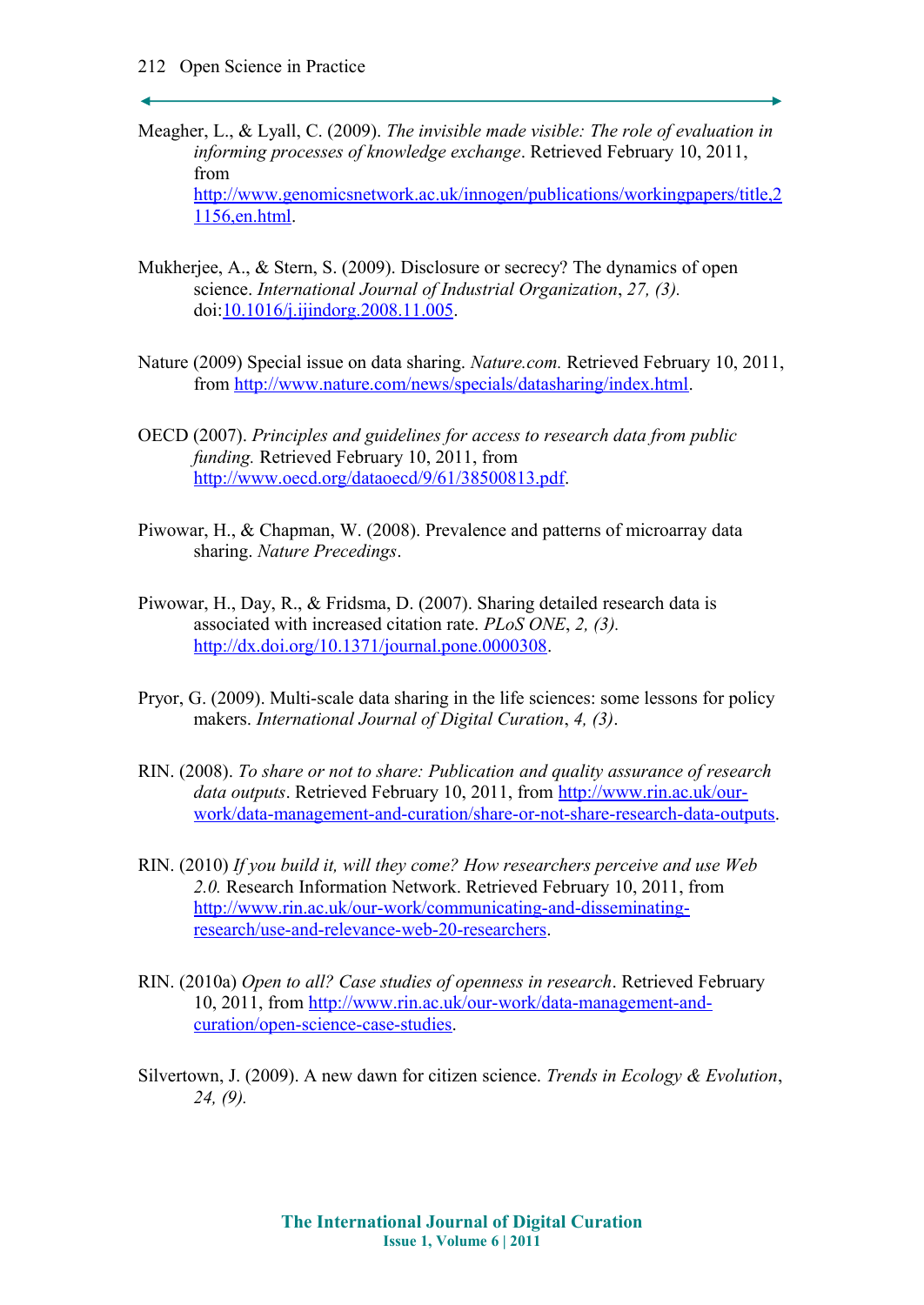Meagher, L., & Lyall, C. (2009). *The invisible made visible: The role of evaluation in informing processes of knowledge exchange*. Retrieved February 10, 2011, from http://www.genomicsnetwork.ac.uk/innogen/publications/workingpapers/title,21156,en.html.

Mukherjee, A., & Stern, S. (2009). Disclosure or secrecy? The dynamics of open science. *International Journal of Industrial Organization*, *27, (3).* doi:10.1016/j.ijindorg.2008.11.005.

Nature (2009) Special issue on data sharing. *Nature.com.* Retrieved February 10, 2011, from http://www.nature.com/news/specials/datasharing/index.html.

OECD (2007). *Principles and guidelines for access to research data from public funding.* Retrieved February 10, 2011, from http://www.oecd.org/dataoecd/9/61/38500813.pdf.

Piwowar, H., & Chapman, W. (2008). Prevalence and patterns of microarray data sharing. *Nature Precedings*.

Piwowar, H., Day, R., & Fridsma, D. (2007). Sharing detailed research data is associated with increased citation rate. *PLoS ONE*, *2, (3).* http://dx.doi.org/10.1371/journal.pone.0000308.

Pryor, G. (2009). Multi-scale data sharing in the life sciences: some lessons for policy makers. *International Journal of Digital Curation*, *4, (3)*.

RIN. (2008). *To share or not to share: Publication and quality assurance of research data outputs*. Retrieved February 10, 2011, from http://www.rin.ac.uk/our-work/data-management-and-curation/share-or-not-share-research-data-outputs.

RIN. (2010) *If you build it, will they come? How researchers perceive and use Web 2.0.* Research Information Network. Retrieved February 10, 2011, from http://www.rin.ac.uk/our-work/communicating-and-disseminating-research/use-and-relevance-web-20-researchers.

RIN. (2010a) *Open to all? Case studies of openness in research*. Retrieved February 10, 2011, from http://www.rin.ac.uk/our-work/data-management-and-curation/open-science-case-studies.

Silvertown, J. (2009). A new dawn for citizen science. *Trends in Ecology & Evolution*, *24, (9).*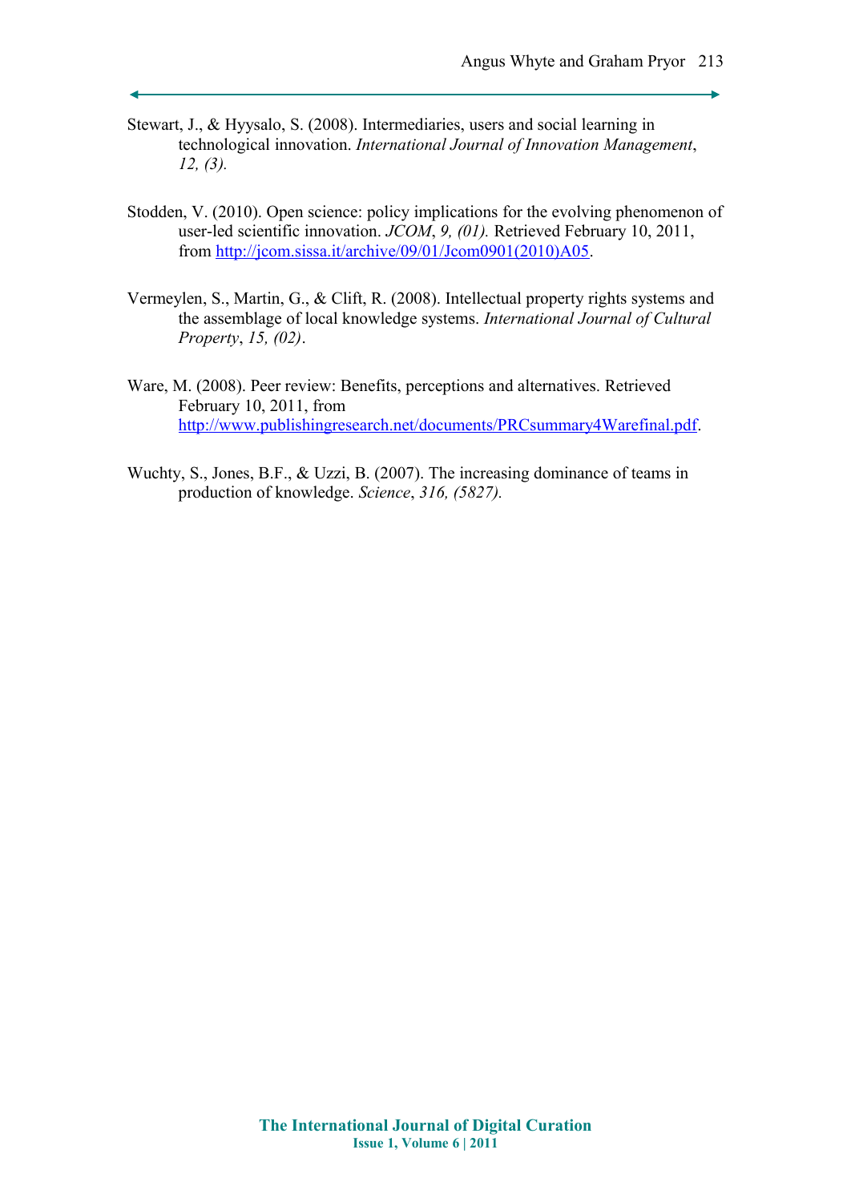Stewart, J., & Hyysalo, S. (2008). Intermediaries, users and social learning in technological innovation. *International Journal of Innovation Management*, *12, (3).*

Stodden, V. (2010). Open science: policy implications for the evolving phenomenon of user-led scientific innovation. *JCOM*, *9, (01).* Retrieved February 10, 2011, from http://jcom.sissa.it/archive/09/01/Jcom0901(2010)A05.

Vermeylen, S., Martin, G., & Clift, R. (2008). Intellectual property rights systems and the assemblage of local knowledge systems. *International Journal of Cultural Property*, *15, (02)*.

Ware, M. (2008). Peer review: Benefits, perceptions and alternatives. Retrieved February 10, 2011, from http://www.publishingresearch.net/documents/PRCsummary4Warefinal.pdf.

Wuchty, S., Jones, B.F., & Uzzi, B. (2007). The increasing dominance of teams in production of knowledge. *Science*, *316, (5827).*